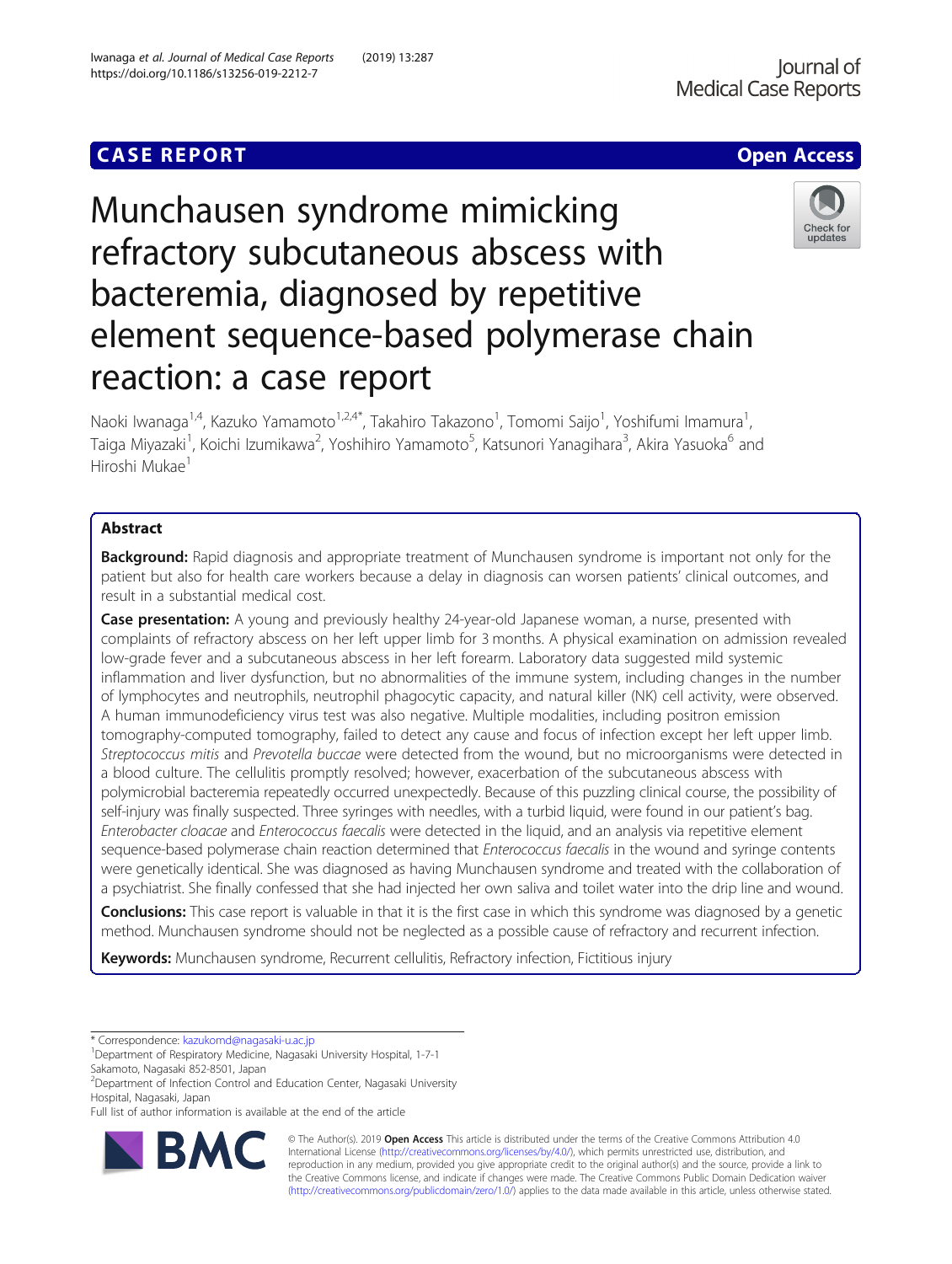CASE REPORT

Open Access

# Munchausen syndrome mimicking refractory subcutaneous abscess with bacteremia, diagnosed by repetitive element sequence-based polymerase chain reaction: a case report

Naoki Iwanaga[1,4], Kazuko Yamamoto[1,2,4*], Takahiro Takazono[1], Tomomi Saijo[1], Yoshifumi Imamura[1], Taiga Miyazaki[1], Koichi Izumikawa[2], Yoshihiro Yamamoto[5], Katsunori Yanagihara[3], Akira Yasuoka[6] and Hiroshi Mukae[1]

## Abstract

**Background:** Rapid diagnosis and appropriate treatment of Munchausen syndrome is important not only for the patient but also for health care workers because a delay in diagnosis can worsen patients' clinical outcomes, and result in a substantial medical cost.

**Case presentation:** A young and previously healthy 24-year-old Japanese woman, a nurse, presented with complaints of refractory abscess on her left upper limb for 3 months. A physical examination on admission revealed low-grade fever and a subcutaneous abscess in her left forearm. Laboratory data suggested mild systemic inflammation and liver dysfunction, but no abnormalities of the immune system, including changes in the number of lymphocytes and neutrophils, neutrophil phagocytic capacity, and natural killer (NK) cell activity, were observed. A human immunodeficiency virus test was also negative. Multiple modalities, including positron emission tomography-computed tomography, failed to detect any cause and focus of infection except her left upper limb. *Streptococcus mitis* and *Prevotella buccae* were detected from the wound, but no microorganisms were detected in a blood culture. The cellulitis promptly resolved; however, exacerbation of the subcutaneous abscess with polymicrobial bacteremia repeatedly occurred unexpectedly. Because of this puzzling clinical course, the possibility of self-injury was finally suspected. Three syringes with needles, with a turbid liquid, were found in our patient's bag. *Enterobacter cloacae* and *Enterococcus faecalis* were detected in the liquid, and an analysis via repetitive element sequence-based polymerase chain reaction determined that *Enterococcus faecalis* in the wound and syringe contents were genetically identical. She was diagnosed as having Munchausen syndrome and treated with the collaboration of a psychiatrist. She finally confessed that she had injected her own saliva and toilet water into the drip line and wound.

**Conclusions:** This case report is valuable in that it is the first case in which this syndrome was diagnosed by a genetic method. Munchausen syndrome should not be neglected as a possible cause of refractory and recurrent infection.

**Keywords:** Munchausen syndrome, Recurrent cellulitis, Refractory infection, Fictitious injury

\* Correspondence: kazukomd@nagasaki-u.ac.jp
[1]Department of Respiratory Medicine, Nagasaki University Hospital, 1-7-1 Sakamoto, Nagasaki 852-8501, Japan
[2]Department of Infection Control and Education Center, Nagasaki University Hospital, Nagasaki, Japan
Full list of author information is available at the end of the article

© The Author(s). 2019 **Open Access** This article is distributed under the terms of the Creative Commons Attribution 4.0 International License (http://creativecommons.org/licenses/by/4.0/), which permits unrestricted use, distribution, and reproduction in any medium, provided you give appropriate credit to the original author(s) and the source, provide a link to the Creative Commons license, and indicate if changes were made. The Creative Commons Public Domain Dedication waiver (http://creativecommons.org/publicdomain/zero/1.0/) applies to the data made available in this article, unless otherwise stated.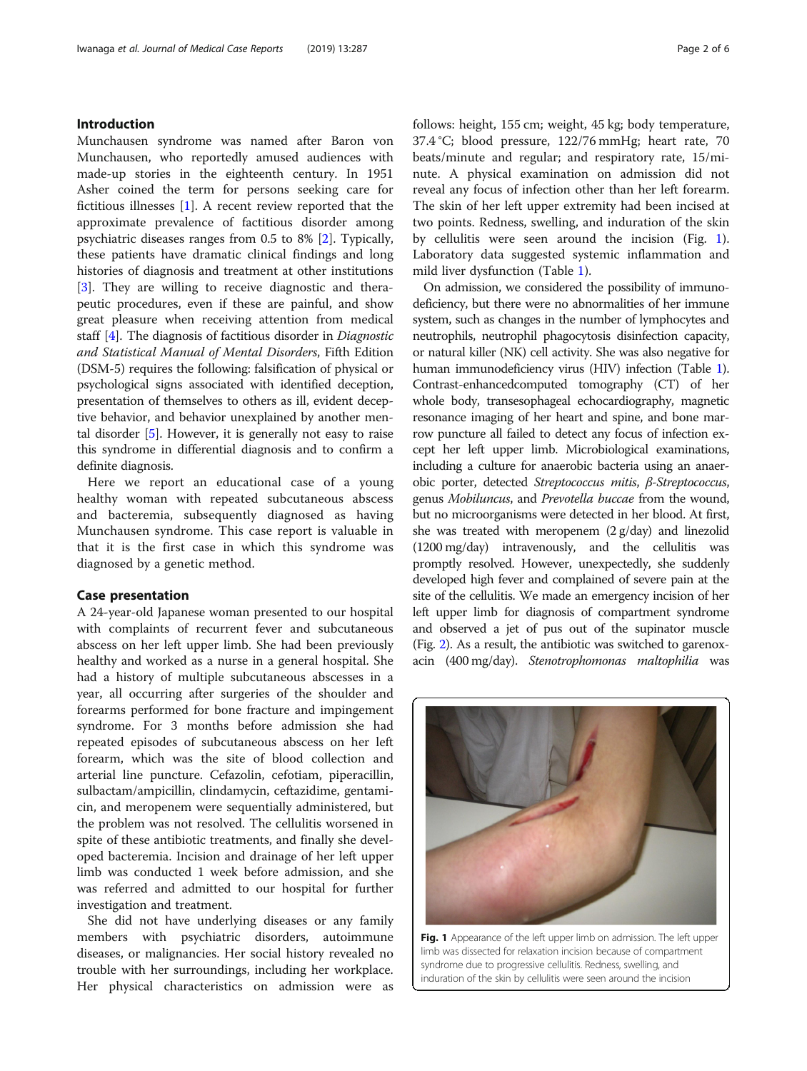## Introduction

Munchausen syndrome was named after Baron von Munchausen, who reportedly amused audiences with made-up stories in the eighteenth century. In 1951 Asher coined the term for persons seeking care for fictitious illnesses [1]. A recent review reported that the approximate prevalence of factitious disorder among psychiatric diseases ranges from 0.5 to 8% [2]. Typically, these patients have dramatic clinical findings and long histories of diagnosis and treatment at other institutions [3]. They are willing to receive diagnostic and therapeutic procedures, even if these are painful, and show great pleasure when receiving attention from medical staff [4]. The diagnosis of factitious disorder in *Diagnostic and Statistical Manual of Mental Disorders*, Fifth Edition (DSM-5) requires the following: falsification of physical or psychological signs associated with identified deception, presentation of themselves to others as ill, evident deceptive behavior, and behavior unexplained by another mental disorder [5]. However, it is generally not easy to raise this syndrome in differential diagnosis and to confirm a definite diagnosis.

Here we report an educational case of a young healthy woman with repeated subcutaneous abscess and bacteremia, subsequently diagnosed as having Munchausen syndrome. This case report is valuable in that it is the first case in which this syndrome was diagnosed by a genetic method.

## Case presentation

A 24-year-old Japanese woman presented to our hospital with complaints of recurrent fever and subcutaneous abscess on her left upper limb. She had been previously healthy and worked as a nurse in a general hospital. She had a history of multiple subcutaneous abscesses in a year, all occurring after surgeries of the shoulder and forearms performed for bone fracture and impingement syndrome. For 3 months before admission she had repeated episodes of subcutaneous abscess on her left forearm, which was the site of blood collection and arterial line puncture. Cefazolin, cefotiam, piperacillin, sulbactam/ampicillin, clindamycin, ceftazidime, gentamicin, and meropenem were sequentially administered, but the problem was not resolved. The cellulitis worsened in spite of these antibiotic treatments, and finally she developed bacteremia. Incision and drainage of her left upper limb was conducted 1 week before admission, and she was referred and admitted to our hospital for further investigation and treatment.

She did not have underlying diseases or any family members with psychiatric disorders, autoimmune diseases, or malignancies. Her social history revealed no trouble with her surroundings, including her workplace. Her physical characteristics on admission were as follows: height, 155 cm; weight, 45 kg; body temperature, 37.4 °C; blood pressure, 122/76 mmHg; heart rate, 70 beats/minute and regular; and respiratory rate, 15/minute. A physical examination on admission did not reveal any focus of infection other than her left forearm. The skin of her left upper extremity had been incised at two points. Redness, swelling, and induration of the skin by cellulitis were seen around the incision (Fig. 1). Laboratory data suggested systemic inflammation and mild liver dysfunction (Table 1).

On admission, we considered the possibility of immunodeficiency, but there were no abnormalities of her immune system, such as changes in the number of lymphocytes and neutrophils, neutrophil phagocytosis disinfection capacity, or natural killer (NK) cell activity. She was also negative for human immunodeficiency virus (HIV) infection (Table 1). Contrast-enhancedcomputed tomography (CT) of her whole body, transesophageal echocardiography, magnetic resonance imaging of her heart and spine, and bone marrow puncture all failed to detect any focus of infection except her left upper limb. Microbiological examinations, including a culture for anaerobic bacteria using an anaerobic porter, detected *Streptococcus mitis*, *β-Streptococcus*, genus *Mobiluncus*, and *Prevotella buccae* from the wound, but no microorganisms were detected in her blood. At first, she was treated with meropenem (2 g/day) and linezolid (1200 mg/day) intravenously, and the cellulitis was promptly resolved. However, unexpectedly, she suddenly developed high fever and complained of severe pain at the site of the cellulitis. We made an emergency incision of her left upper limb for diagnosis of compartment syndrome and observed a jet of pus out of the supinator muscle (Fig. 2). As a result, the antibiotic was switched to garenoxacin (400 mg/day). *Stenotrophomonas maltophilia* was

**Fig. 1** Appearance of the left upper limb on admission. The left upper limb was dissected for relaxation incision because of compartment syndrome due to progressive cellulitis. Redness, swelling, and induration of the skin by cellulitis were seen around the incision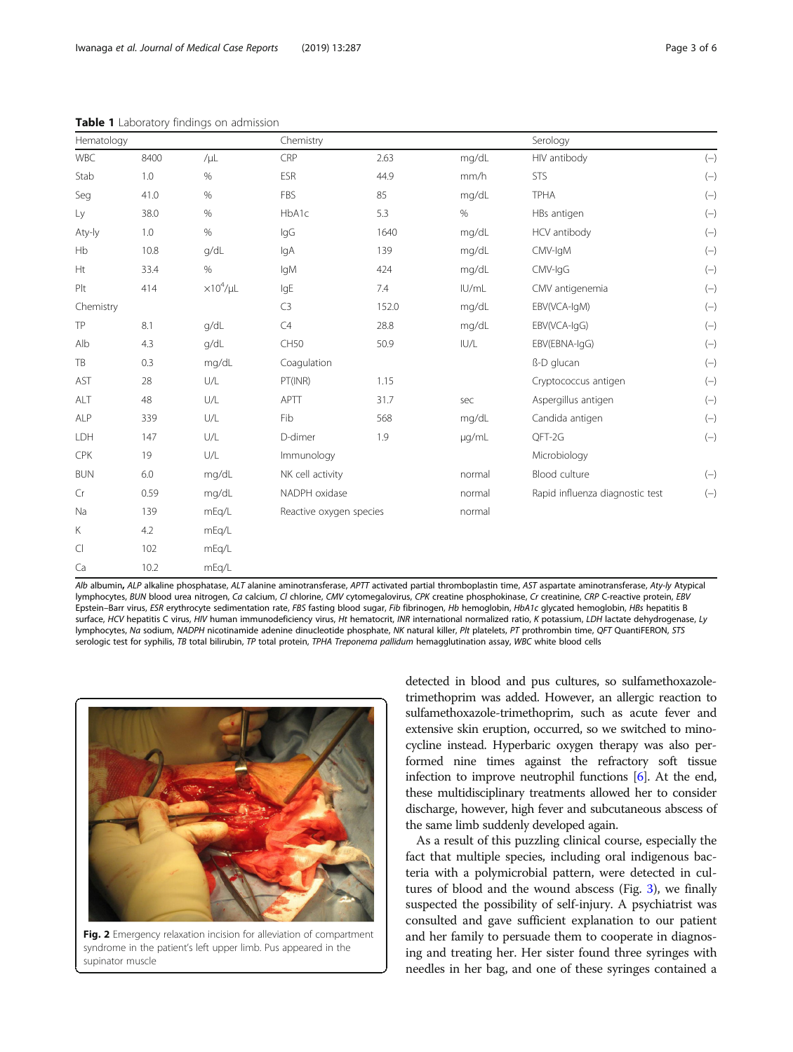**Table 1** Laboratory findings on admission

| Hematology | | | Chemistry | | | Serology | |
|---|---|---|---|---|---|---|---|
| WBC | 8400 | /μL | CRP | 2.63 | mg/dL | HIV antibody | (−) |
| Stab | 1.0 | % | ESR | 44.9 | mm/h | STS | (−) |
| Seg | 41.0 | % | FBS | 85 | mg/dL | TPHA | (−) |
| Ly | 38.0 | % | HbA1c | 5.3 | % | HBs antigen | (−) |
| Aty-ly | 1.0 | % | IgG | 1640 | mg/dL | HCV antibody | (−) |
| Hb | 10.8 | g/dL | IgA | 139 | mg/dL | CMV-IgM | (−) |
| Ht | 33.4 | % | IgM | 424 | mg/dL | CMV-IgG | (−) |
| Plt | 414 | $\times 10^4$/μL | IgE | 7.4 | IU/mL | CMV antigenemia | (−) |
| Chemistry | | | C3 | 152.0 | mg/dL | EBV(VCA-IgM) | (−) |
| TP | 8.1 | g/dL | C4 | 28.8 | mg/dL | EBV(VCA-IgG) | (−) |
| Alb | 4.3 | g/dL | CH50 | 50.9 | IU/L | EBV(EBNA-IgG) | (−) |
| TB | 0.3 | mg/dL | Coagulation | | | ß-D glucan | (−) |
| AST | 28 | U/L | PT(INR) | 1.15 | | Cryptococcus antigen | (−) |
| ALT | 48 | U/L | APTT | 31.7 | sec | Aspergillus antigen | (−) |
| ALP | 339 | U/L | Fib | 568 | mg/dL | Candida antigen | (−) |
| LDH | 147 | U/L | D-dimer | 1.9 | μg/mL | QFT-2G | (−) |
| CPK | 19 | U/L | Immunology | | | Microbiology | |
| BUN | 6.0 | mg/dL | NK cell activity | | normal | Blood culture | (−) |
| Cr | 0.59 | mg/dL | NADPH oxidase | | normal | Rapid influenza diagnostic test | (−) |
| Na | 139 | mEq/L | Reactive oxygen species | | normal | | |
| K | 4.2 | mEq/L | | | | | |
| Cl | 102 | mEq/L | | | | | |
| Ca | 10.2 | mEq/L | | | | | |

*Alb* albumin, *ALP* alkaline phosphatase, *ALT* alanine aminotransferase, *APTT* activated partial thromboplastin time, *AST* aspartate aminotransferase, *Aty-ly* Atypical lymphocytes, *BUN* blood urea nitrogen, *Ca* calcium, *Cl* chlorine, *CMV* cytomegalovirus, *CPK* creatine phosphokinase, *Cr* creatinine, *CRP* C-reactive protein, *EBV* Epstein–Barr virus, *ESR* erythrocyte sedimentation rate, *FBS* fasting blood sugar, *Fib* fibrinogen, *Hb* hemoglobin, *HbA1c* glycated hemoglobin, *HBs* hepatitis B surface, *HCV* hepatitis C virus, *HIV* human immunodeficiency virus, *Ht* hematocrit, *INR* international normalized ratio, *K* potassium, *LDH* lactate dehydrogenase, *Ly* lymphocytes, *Na* sodium, *NADPH* nicotinamide adenine dinucleotide phosphate, *NK* natural killer, *Plt* platelets, *PT* prothrombin time, *QFT* QuantiFERON, *STS* serologic test for syphilis, *TB* total bilirubin, *TP* total protein, *TPHA* *Treponema pallidum* hemagglutination assay, *WBC* white blood cells

**Fig. 2** Emergency relaxation incision for alleviation of compartment syndrome in the patient's left upper limb. Pus appeared in the supinator muscle

detected in blood and pus cultures, so sulfamethoxazole-trimethoprim was added. However, an allergic reaction to sulfamethoxazole-trimethoprim, such as acute fever and extensive skin eruption, occurred, so we switched to minocycline instead. Hyperbaric oxygen therapy was also performed nine times against the refractory soft tissue infection to improve neutrophil functions [6]. At the end, these multidisciplinary treatments allowed her to consider discharge, however, high fever and subcutaneous abscess of the same limb suddenly developed again.

As a result of this puzzling clinical course, especially the fact that multiple species, including oral indigenous bacteria with a polymicrobial pattern, were detected in cultures of blood and the wound abscess (Fig. 3), we finally suspected the possibility of self-injury. A psychiatrist was consulted and gave sufficient explanation to our patient and her family to persuade them to cooperate in diagnosing and treating her. Her sister found three syringes with needles in her bag, and one of these syringes contained a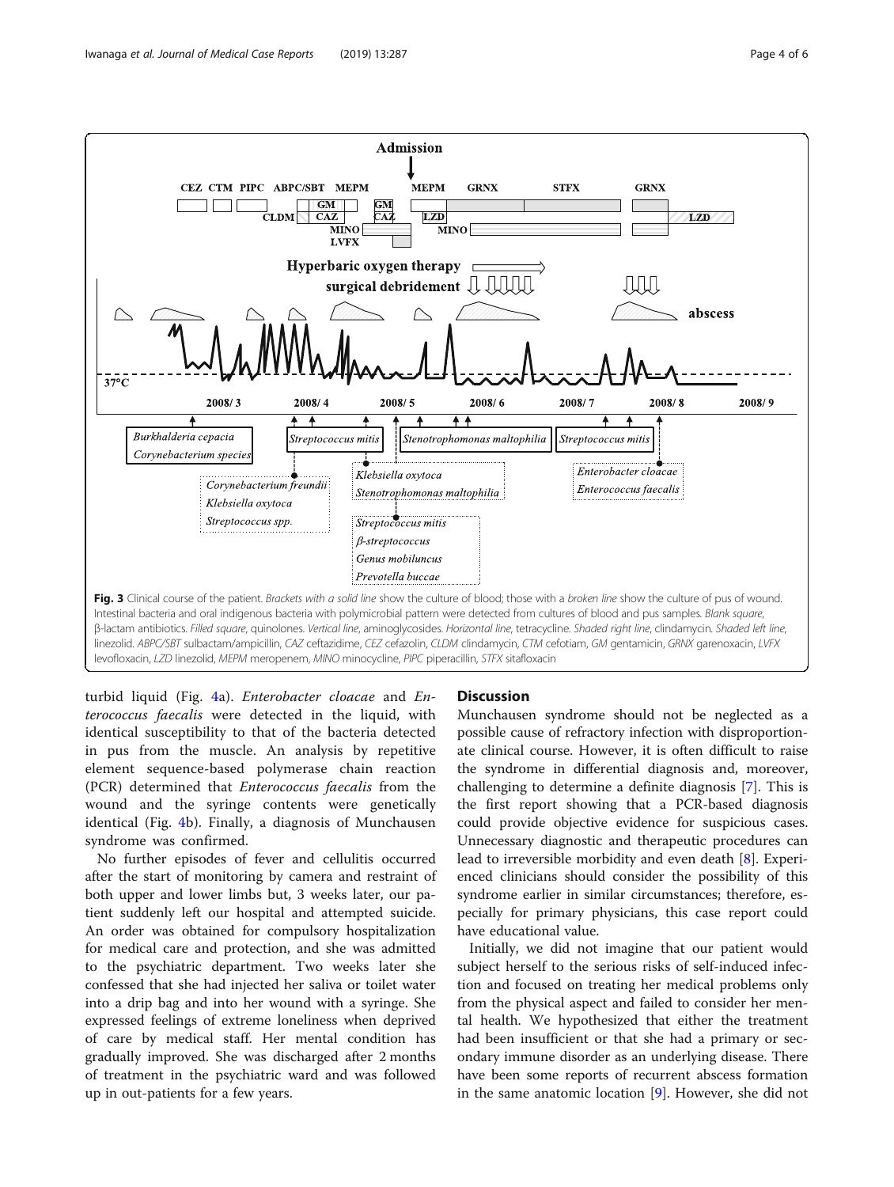Admission

CEZ CTM PIPC ABPC/SBT MEPM MEPM GRNX STFX GRNX

GM CAZ GM CAZ LZD LZD

CLDM MINO LVFX MINO

Hyperbaric oxygen therapy

surgical debridement

abscess

37°C

2008/ 3 2008/ 4 2008/ 5 2008/ 6 2008/ 7 2008/ 8 2008/ 9

*Burkhalderia cepacia*
*Corynebacterium species*

*Streptococcus mitis*

*Stenotrophomonas maltophilia*

*Streptococcus mitis*

*Corynebacterium freundii*
*Klebsiella oxytoca*
*Streptococcus spp.*

*Klebsiella oxytoca*
*Stenotrophomonas maltophilia*

*Streptococcus mitis*
*β-streptococcus*
*Genus mobiluncus*
*Prevotella buccae*

*Enterobacter cloacae*
*Enterococcus faecalis*

**Fig. 3** Clinical course of the patient. *Brackets with a solid line* show the culture of blood; those with a *broken line* show the culture of pus of wound. Intestinal bacteria and oral indigenous bacteria with polymicrobial pattern were detected from cultures of blood and pus samples. *Blank square*, β-lactam antibiotics. *Filled square*, quinolones. *Vertical line*, aminoglycosides. *Horizontal line*, tetracycline. *Shaded right line*, clindamycin. *Shaded left line*, linezolid. *ABPC/SBT* sulbactam/ampicillin, *CAZ* ceftazidime, *CEZ* cefazolin, *CLDM* clindamycin, *CTM* cefotiam, *GM* gentamicin, *GRNX* garenoxacin, *LVFX* levofloxacin, *LZD* linezolid, *MEPM* meropenem, *MINO* minocycline, *PIPC* piperacillin, *STFX* sitafloxacin

turbid liquid (Fig. 4a). *Enterobacter cloacae* and *Enterococcus faecalis* were detected in the liquid, with identical susceptibility to that of the bacteria detected in pus from the muscle. An analysis by repetitive element sequence-based polymerase chain reaction (PCR) determined that *Enterococcus faecalis* from the wound and the syringe contents were genetically identical (Fig. 4b). Finally, a diagnosis of Munchausen syndrome was confirmed.

No further episodes of fever and cellulitis occurred after the start of monitoring by camera and restraint of both upper and lower limbs but, 3 weeks later, our patient suddenly left our hospital and attempted suicide. An order was obtained for compulsory hospitalization for medical care and protection, and she was admitted to the psychiatric department. Two weeks later she confessed that she had injected her saliva or toilet water into a drip bag and into her wound with a syringe. She expressed feelings of extreme loneliness when deprived of care by medical staff. Her mental condition has gradually improved. She was discharged after 2 months of treatment in the psychiatric ward and was followed up in out-patients for a few years.

## Discussion

Munchausen syndrome should not be neglected as a possible cause of refractory infection with disproportionate clinical course. However, it is often difficult to raise the syndrome in differential diagnosis and, moreover, challenging to determine a definite diagnosis [7]. This is the first report showing that a PCR-based diagnosis could provide objective evidence for suspicious cases. Unnecessary diagnostic and therapeutic procedures can lead to irreversible morbidity and even death [8]. Experienced clinicians should consider the possibility of this syndrome earlier in similar circumstances; therefore, especially for primary physicians, this case report could have educational value.

Initially, we did not imagine that our patient would subject herself to the serious risks of self-induced infection and focused on treating her medical problems only from the physical aspect and failed to consider her mental health. We hypothesized that either the treatment had been insufficient or that she had a primary or secondary immune disorder as an underlying disease. There have been some reports of recurrent abscess formation in the same anatomic location [9]. However, she did not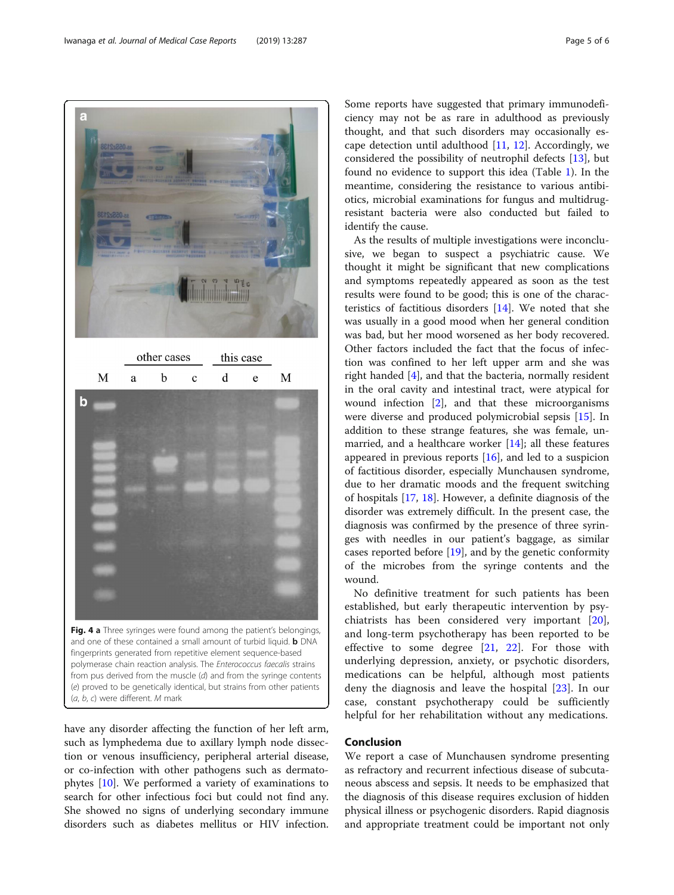Fig. 4 **a** Three syringes were found among the patient's belongings, and one of these contained a small amount of turbid liquid. **b** DNA fingerprints generated from repetitive element sequence-based polymerase chain reaction analysis. The *Enterococcus faecalis* strains from pus derived from the muscle (*d*) and from the syringe contents (*e*) proved to be genetically identical, but strains from other patients (*a*, *b*, *c*) were different. *M* mark

have any disorder affecting the function of her left arm, such as lymphedema due to axillary lymph node dissection or venous insufficiency, peripheral arterial disease, or co-infection with other pathogens such as dermatophytes [10]. We performed a variety of examinations to search for other infectious foci but could not find any. She showed no signs of underlying secondary immune disorders such as diabetes mellitus or HIV infection. Some reports have suggested that primary immunodeficiency may not be as rare in adulthood as previously thought, and that such disorders may occasionally escape detection until adulthood [11, 12]. Accordingly, we considered the possibility of neutrophil defects [13], but found no evidence to support this idea (Table 1). In the meantime, considering the resistance to various antibiotics, microbial examinations for fungus and multidrug-resistant bacteria were also conducted but failed to identify the cause.

As the results of multiple investigations were inconclusive, we began to suspect a psychiatric cause. We thought it might be significant that new complications and symptoms repeatedly appeared as soon as the test results were found to be good; this is one of the characteristics of factitious disorders [14]. We noted that she was usually in a good mood when her general condition was bad, but her mood worsened as her body recovered. Other factors included the fact that the focus of infection was confined to her left upper arm and she was right handed [4], and that the bacteria, normally resident in the oral cavity and intestinal tract, were atypical for wound infection [2], and that these microorganisms were diverse and produced polymicrobial sepsis [15]. In addition to these strange features, she was female, unmarried, and a healthcare worker [14]; all these features appeared in previous reports [16], and led to a suspicion of factitious disorder, especially Munchausen syndrome, due to her dramatic moods and the frequent switching of hospitals [17, 18]. However, a definite diagnosis of the disorder was extremely difficult. In the present case, the diagnosis was confirmed by the presence of three syringes with needles in our patient's baggage, as similar cases reported before [19], and by the genetic conformity of the microbes from the syringe contents and the wound.

No definitive treatment for such patients has been established, but early therapeutic intervention by psychiatrists has been considered very important [20], and long-term psychotherapy has been reported to be effective to some degree [21, 22]. For those with underlying depression, anxiety, or psychotic disorders, medications can be helpful, although most patients deny the diagnosis and leave the hospital [23]. In our case, constant psychotherapy could be sufficiently helpful for her rehabilitation without any medications.

## Conclusion

We report a case of Munchausen syndrome presenting as refractory and recurrent infectious disease of subcutaneous abscess and sepsis. It needs to be emphasized that the diagnosis of this disease requires exclusion of hidden physical illness or psychogenic disorders. Rapid diagnosis and appropriate treatment could be important not only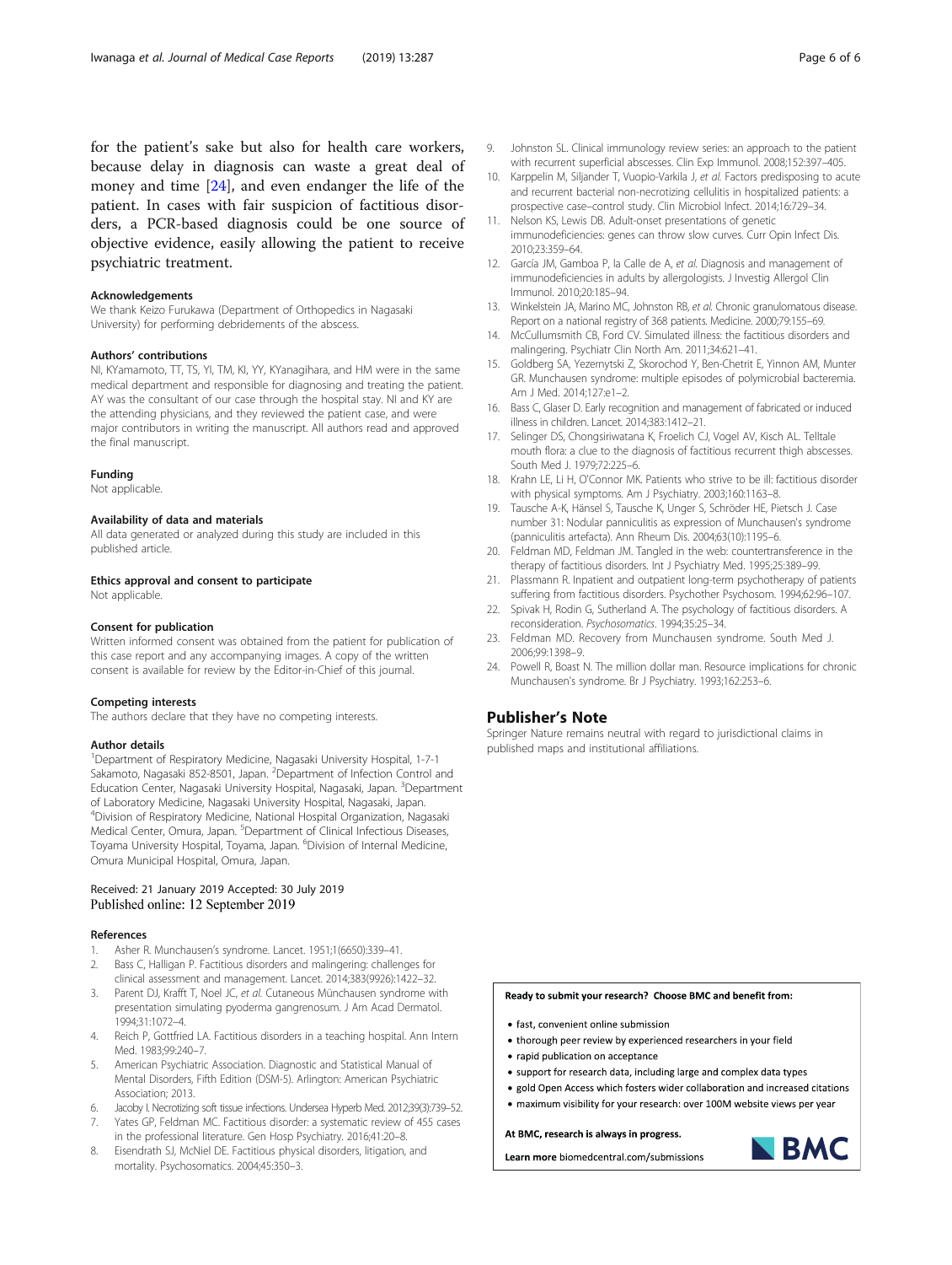for the patient's sake but also for health care workers, because delay in diagnosis can waste a great deal of money and time [24], and even endanger the life of the patient. In cases with fair suspicion of factitious disorders, a PCR-based diagnosis could be one source of objective evidence, easily allowing the patient to receive psychiatric treatment.

#### Acknowledgements
We thank Keizo Furukawa (Department of Orthopedics in Nagasaki University) for performing debridements of the abscess.

#### Authors' contributions
NI, KYamamoto, TT, TS, YI, TM, KI, YY, KYanagihara, and HM were in the same medical department and responsible for diagnosing and treating the patient. AY was the consultant of our case through the hospital stay. NI and KY are the attending physicians, and they reviewed the patient case, and were major contributors in writing the manuscript. All authors read and approved the final manuscript.

#### Funding
Not applicable.

#### Availability of data and materials
All data generated or analyzed during this study are included in this published article.

#### Ethics approval and consent to participate
Not applicable.

#### Consent for publication
Written informed consent was obtained from the patient for publication of this case report and any accompanying images. A copy of the written consent is available for review by the Editor-in-Chief of this journal.

#### Competing interests
The authors declare that they have no competing interests.

#### Author details
[1]Department of Respiratory Medicine, Nagasaki University Hospital, 1-7-1 Sakamoto, Nagasaki 852-8501, Japan. [2]Department of Infection Control and Education Center, Nagasaki University Hospital, Nagasaki, Japan. [3]Department of Laboratory Medicine, Nagasaki University Hospital, Nagasaki, Japan. [4]Division of Respiratory Medicine, National Hospital Organization, Nagasaki Medical Center, Omura, Japan. [5]Department of Clinical Infectious Diseases, Toyama University Hospital, Toyama, Japan. [6]Division of Internal Medicine, Omura Municipal Hospital, Omura, Japan.

Received: 21 January 2019 Accepted: 30 July 2019
Published online: 12 September 2019

#### References
1. Asher R. Munchausen's syndrome. Lancet. 1951;1(6650):339–41.
2. Bass C, Halligan P. Factitious disorders and malingering: challenges for clinical assessment and management. Lancet. 2014;383(9926):1422–32.
3. Parent DJ, Krafft T, Noel JC, et al. Cutaneous Münchausen syndrome with presentation simulating pyoderma gangrenosum. J Am Acad Dermatol. 1994;31:1072–4.
4. Reich P, Gottfried LA. Factitious disorders in a teaching hospital. Ann Intern Med. 1983;99:240–7.
5. American Psychiatric Association. Diagnostic and Statistical Manual of Mental Disorders, Fifth Edition (DSM-5). Arlington: American Psychiatric Association; 2013.
6. Jacoby I. Necrotizing soft tissue infections. Undersea Hyperb Med. 2012;39(3):739–52.
7. Yates GP, Feldman MC. Factitious disorder: a systematic review of 455 cases in the professional literature. Gen Hosp Psychiatry. 2016;41:20–8.
8. Eisendrath SJ, McNiel DE. Factitious physical disorders, litigation, and mortality. Psychosomatics. 2004;45:350–3.
9. Johnston SL. Clinical immunology review series: an approach to the patient with recurrent superficial abscesses. Clin Exp Immunol. 2008;152:397–405.
10. Karppelin M, Siljander T, Vuopio-Varkila J, et al. Factors predisposing to acute and recurrent bacterial non-necrotizing cellulitis in hospitalized patients: a prospective case–control study. Clin Microbiol Infect. 2014;16:729–34.
11. Nelson KS, Lewis DB. Adult-onset presentations of genetic immunodeficiencies: genes can throw slow curves. Curr Opin Infect Dis. 2010;23:359–64.
12. García JM, Gamboa P, la Calle de A, et al. Diagnosis and management of immunodeficiencies in adults by allergologists. J Investig Allergol Clin Immunol. 2010;20:185–94.
13. Winkelstein JA, Marino MC, Johnston RB, et al. Chronic granulomatous disease. Report on a national registry of 368 patients. Medicine. 2000;79:155–69.
14. McCullumsmith CB, Ford CV. Simulated illness: the factitious disorders and malingering. Psychiatr Clin North Am. 2011;34:621–41.
15. Goldberg SA, Yezernytski Z, Skorochod Y, Ben-Chetrit E, Yinnon AM, Munter GR. Munchausen syndrome: multiple episodes of polymicrobial bacteremia. Am J Med. 2014;127:e1–2.
16. Bass C, Glaser D. Early recognition and management of fabricated or induced illness in children. Lancet. 2014;383:1412–21.
17. Selinger DS, Chongsiriwatana K, Froelich CJ, Vogel AV, Kisch AL. Telltale mouth flora: a clue to the diagnosis of factitious recurrent thigh abscesses. South Med J. 1979;72:225–6.
18. Krahn LE, Li H, O'Connor MK. Patients who strive to be ill: factitious disorder with physical symptoms. Am J Psychiatry. 2003;160:1163–8.
19. Tausche A-K, Hänsel S, Tausche K, Unger S, Schröder HE, Pietsch J. Case number 31: Nodular panniculitis as expression of Munchausen's syndrome (panniculitis artefacta). Ann Rheum Dis. 2004;63(10):1195–6.
20. Feldman MD, Feldman JM. Tangled in the web: countertransference in the therapy of factitious disorders. Int J Psychiatry Med. 1995;25:389–99.
21. Plassmann R. Inpatient and outpatient long-term psychotherapy of patients suffering from factitious disorders. Psychother Psychosom. 1994;62:96–107.
22. Spivak H, Rodin G, Sutherland A. The psychology of factitious disorders. A reconsideration. *Psychosomatics*. 1994;35:25–34.
23. Feldman MD. Recovery from Munchausen syndrome. South Med J. 2006;99:1398–9.
24. Powell R, Boast N. The million dollar man. Resource implications for chronic Munchausen's syndrome. Br J Psychiatry. 1993;162:253–6.

## Publisher's Note
Springer Nature remains neutral with regard to jurisdictional claims in published maps and institutional affiliations.

**Ready to submit your research? Choose BMC and benefit from:**

- fast, convenient online submission
- thorough peer review by experienced researchers in your field
- rapid publication on acceptance
- support for research data, including large and complex data types
- gold Open Access which fosters wider collaboration and increased citations
- maximum visibility for your research: over 100M website views per year

**At BMC, research is always in progress.**

**Learn more** biomedcentral.com/submissions

BMC